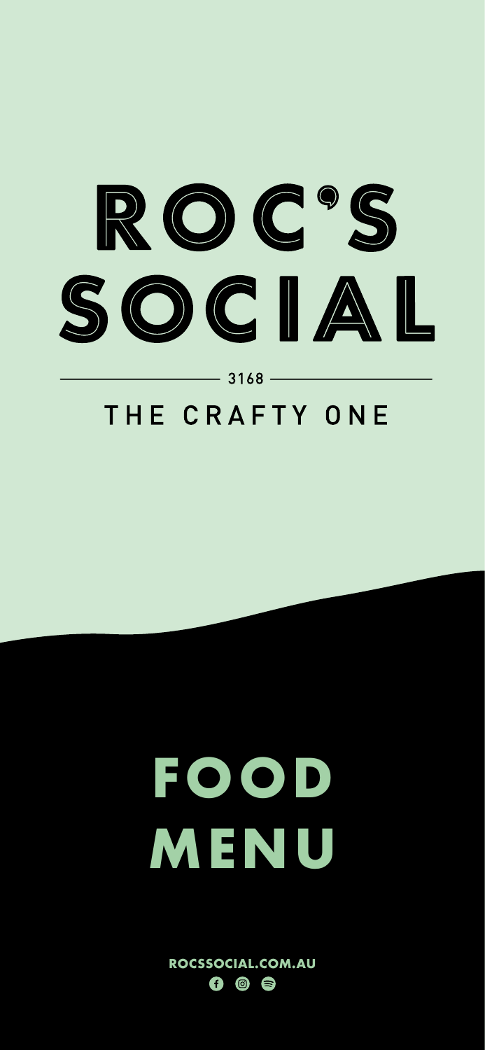# ROC'S SOCIAL

3168

THE CRAFTY ONE

# FOOD MENU

ROCSSOCIAL.COM.AU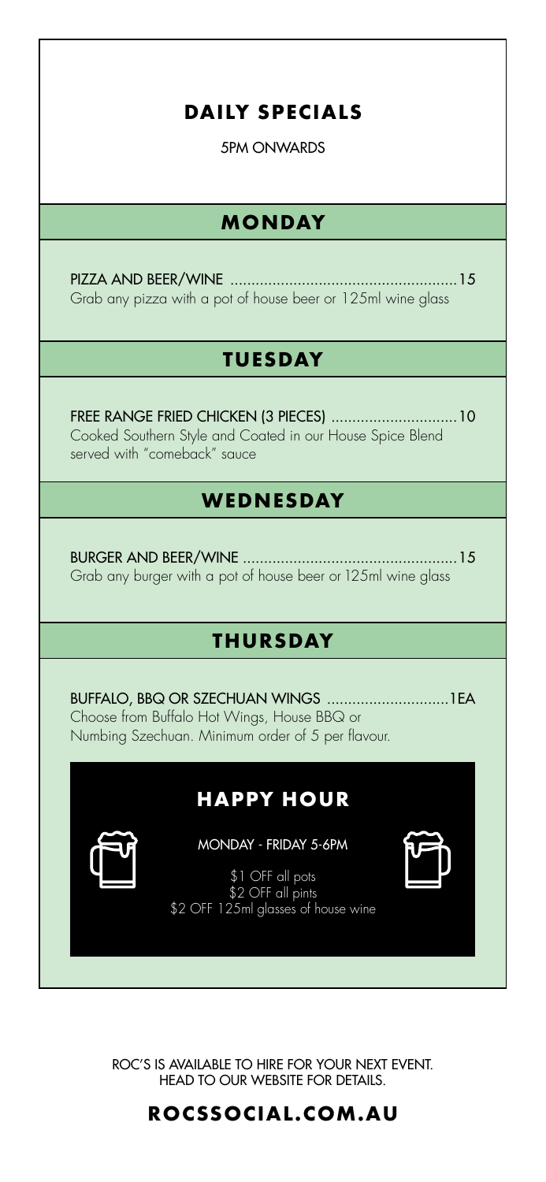# DAILY SPECIALS

5PM ONWARDS

## MONDAY

PIZZA AND BEER/WINE ...................................................... 15

Grab any pizza with a pot of house beer or 125ml wine glass

## TUESDAY

FREE RANGE FRIED CHICKEN (3 PIECES) .............................. 10

Cooked Southern Style and Coated in our House Spice Blend served with "comeback" sauce

## WEDNESDAY

BURGER AND BEER/WINE ................................................... 15

Grab any burger with a pot of house beer or 125ml wine glass

## THURSDAY

BUFFALO, BBQ OR SZECHUAN WINGS ............................. 1EA

Choose from Buffalo Hot Wings, House BBQ or Numbing Szechuan. Minimum order of 5 per flavour.

## HAPPY HOUR

MONDAY - FRIDAY 5-6PM

$1 OFF all pots
$2 OFF all pints
$2 OFF 125ml glasses of house wine

ROC'S IS AVAILABLE TO HIRE FOR YOUR NEXT EVENT.
HEAD TO OUR WEBSITE FOR DETAILS.

**ROCSSOCIAL.COM.AU**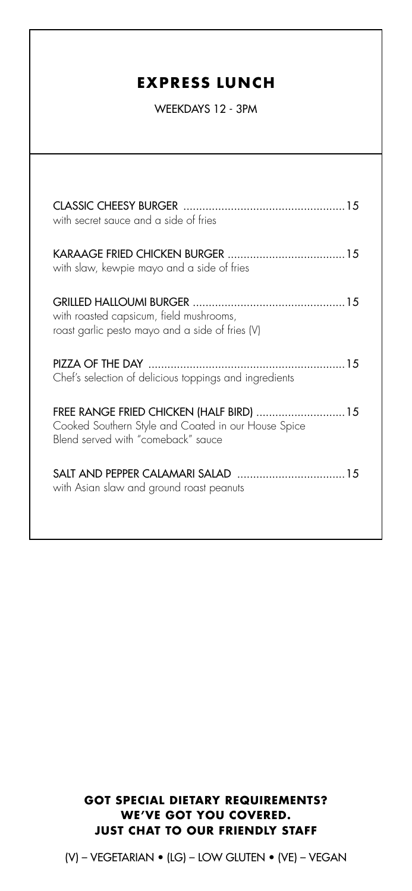# EXPRESS LUNCH

WEEKDAYS 12 - 3PM

**CLASSIC CHEESY BURGER** .................................................. 15
with secret sauce and a side of fries

**KARAAGE FRIED CHICKEN BURGER** .................................... 15
with slaw, kewpie mayo and a side of fries

**GRILLED HALLOUMI BURGER** ............................................... 15
with roasted capsicum, field mushrooms,
roast garlic pesto mayo and a side of fries (V)

**PIZZA OF THE DAY** ............................................................ 15
Chef's selection of delicious toppings and ingredients

**FREE RANGE FRIED CHICKEN (HALF BIRD)** ........................... 15
Cooked Southern Style and Coated in our House Spice
Blend served with "comeback" sauce

**SALT AND PEPPER CALAMARI SALAD** ................................. 15
with Asian slaw and ground roast peanuts

**GOT SPECIAL DIETARY REQUIREMENTS?**
**WE'VE GOT YOU COVERED.**
**JUST CHAT TO OUR FRIENDLY STAFF**

(V) – VEGETARIAN • (LG) – LOW GLUTEN • (VE) – VEGAN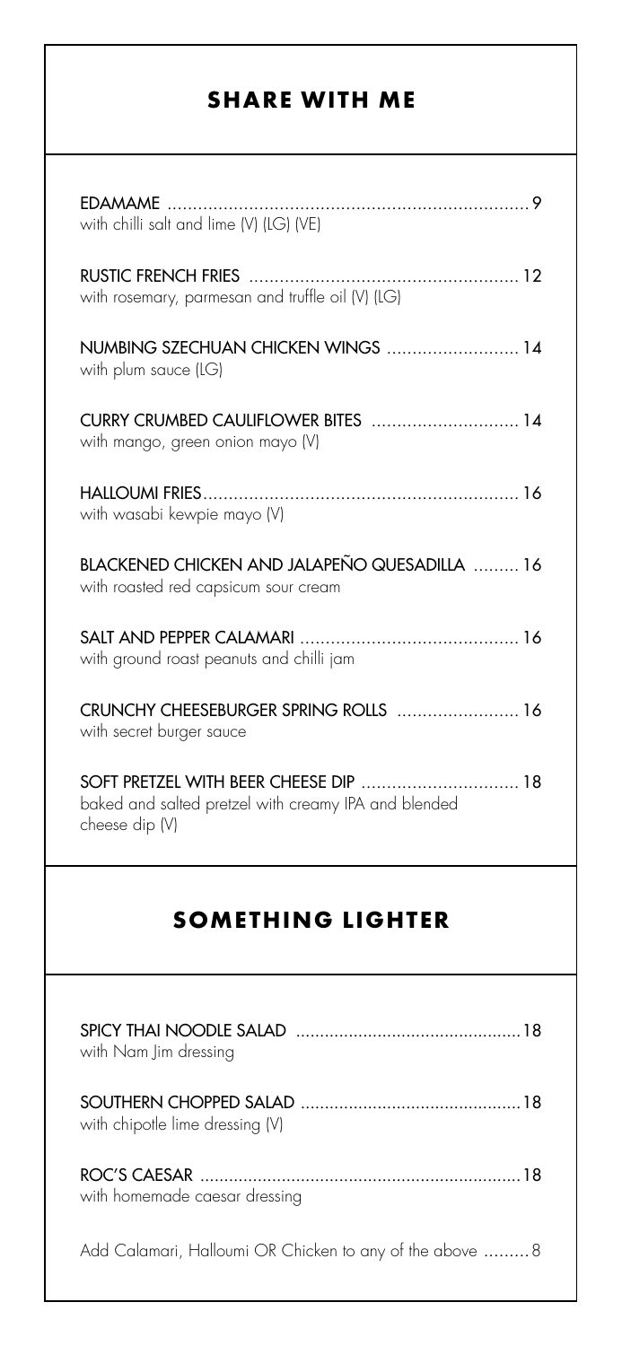## SHARE WITH ME

EDAMAME ........................................................................ 9
with chilli salt and lime (V) (LG) (VE)

RUSTIC FRENCH FRIES ..................................................... 12
with rosemary, parmesan and truffle oil (V) (LG)

NUMBING SZECHUAN CHICKEN WINGS .......................... 14
with plum sauce (LG)

CURRY CRUMBED CAULIFLOWER BITES ............................ 14
with mango, green onion mayo (V)

HALLOUMI FRIES.............................................................. 16
with wasabi kewpie mayo (V)

BLACKENED CHICKEN AND JALAPEÑO QUESADILLA ......... 16
with roasted red capsicum sour cream

SALT AND PEPPER CALAMARI ........................................... 16
with ground roast peanuts and chilli jam

CRUNCHY CHEESEBURGER SPRING ROLLS ........................ 16
with secret burger sauce

SOFT PRETZEL WITH BEER CHEESE DIP ............................... 18
baked and salted pretzel with creamy IPA and blended cheese dip (V)

## SOMETHING LIGHTER

SPICY THAI NOODLE SALAD ..............................................18
with Nam Jim dressing

SOUTHERN CHOPPED SALAD .............................................18
with chipotle lime dressing (V)

ROC'S CAESAR ..................................................................18
with homemade caesar dressing

Add Calamari, Halloumi OR Chicken to any of the above .........8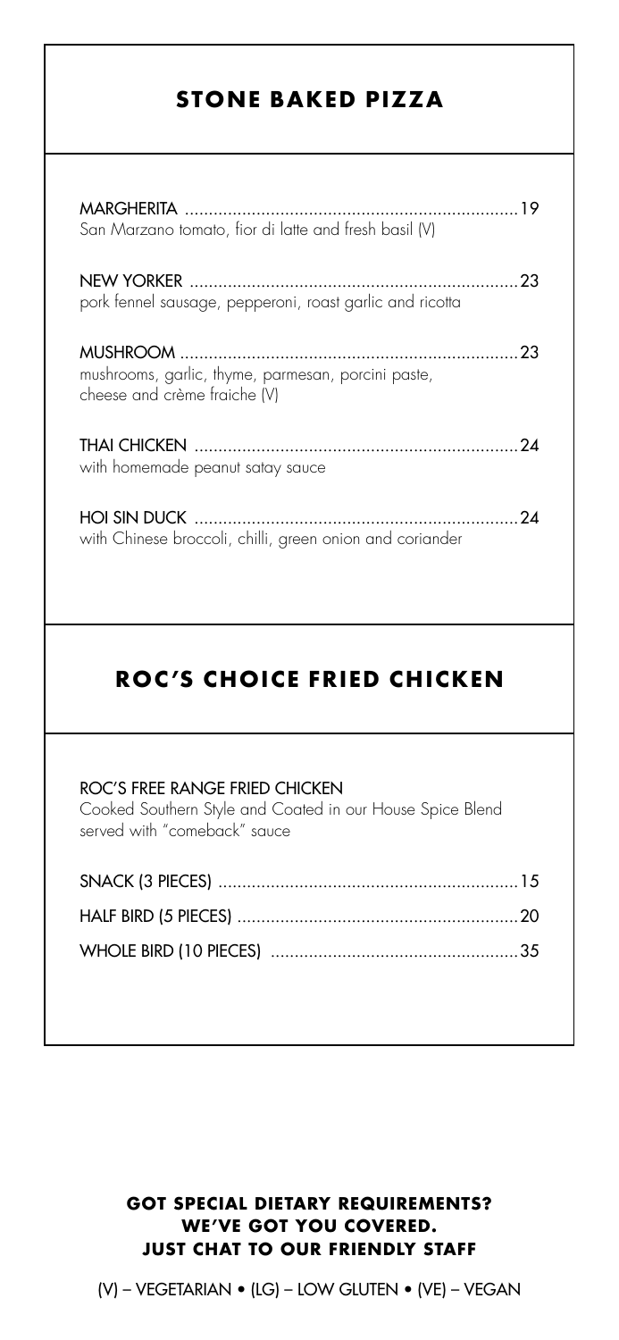## STONE BAKED PIZZA

MARGHERITA ..................................................................... 19
San Marzano tomato, fior di latte and fresh basil (V)

NEW YORKER ..................................................................... 23
pork fennel sausage, pepperoni, roast garlic and ricotta

MUSHROOM ...................................................................... 23
mushrooms, garlic, thyme, parmesan, porcini paste, cheese and crème fraiche (V)

THAI CHICKEN ................................................................... 24
with homemade peanut satay sauce

HOI SIN DUCK ................................................................... 24
with Chinese broccoli, chilli, green onion and coriander

## ROC'S CHOICE FRIED CHICKEN

ROC'S FREE RANGE FRIED CHICKEN
Cooked Southern Style and Coated in our House Spice Blend served with "comeback" sauce

SNACK (3 PIECES) .............................................................. 15

HALF BIRD (5 PIECES) .......................................................... 20

WHOLE BIRD (10 PIECES) ...................................................... 35

**GOT SPECIAL DIETARY REQUIREMENTS?**
**WE'VE GOT YOU COVERED.**
**JUST CHAT TO OUR FRIENDLY STAFF**

(V) – VEGETARIAN • (LG) – LOW GLUTEN • (VE) – VEGAN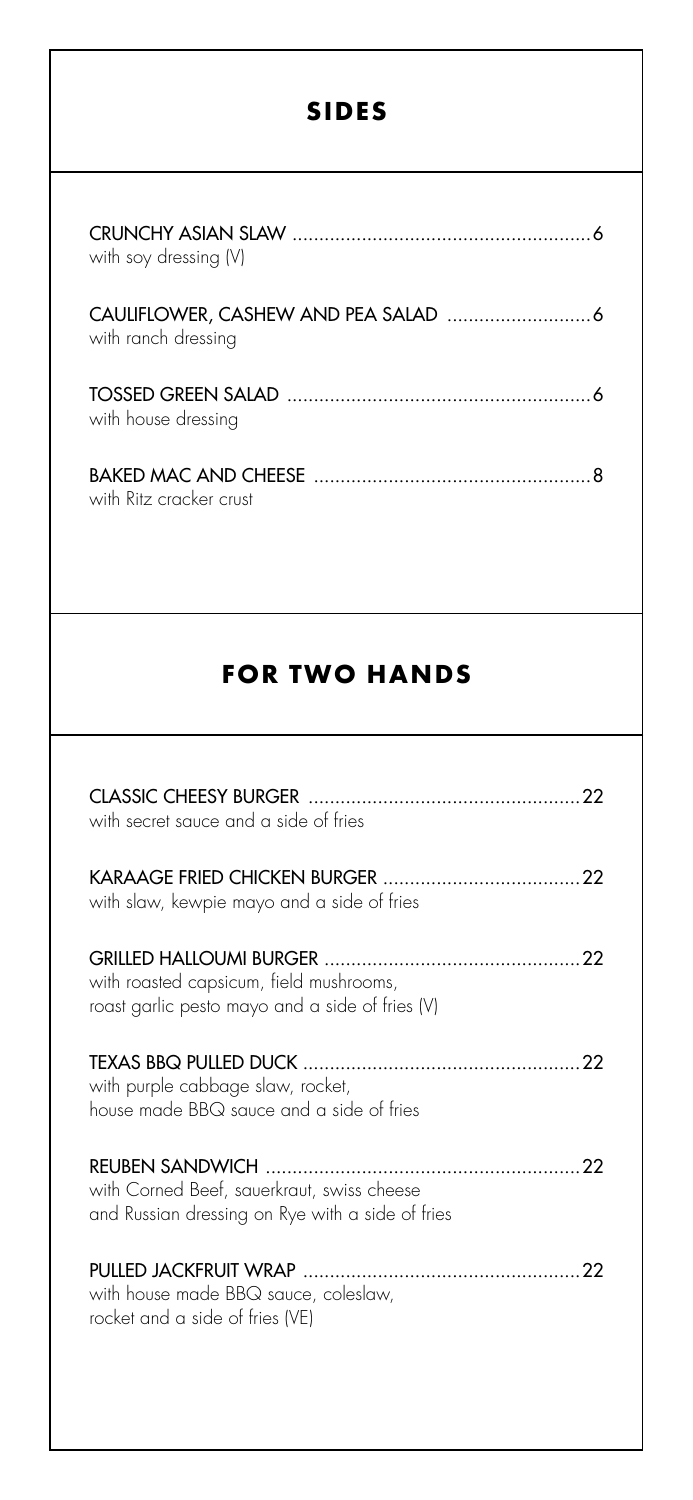## SIDES

**CRUNCHY ASIAN SLAW** ........................................................ 6
with soy dressing (V)

**CAULIFLOWER, CASHEW AND PEA SALAD** ........................... 6
with ranch dressing

**TOSSED GREEN SALAD** ........................................................ 6
with house dressing

**BAKED MAC AND CHEESE** ................................................... 8
with Ritz cracker crust

## FOR TWO HANDS

**CLASSIC CHEESY BURGER** .................................................. 22
with secret sauce and a side of fries

**KARAAGE FRIED CHICKEN BURGER** ..................................... 22
with slaw, kewpie mayo and a side of fries

**GRILLED HALLOUMI BURGER** ................................................ 22
with roasted capsicum, field mushrooms,
roast garlic pesto mayo and a side of fries (V)

**TEXAS BBQ PULLED DUCK** ................................................... 22
with purple cabbage slaw, rocket,
house made BBQ sauce and a side of fries

**REUBEN SANDWICH** ........................................................... 22
with Corned Beef, sauerkraut, swiss cheese
and Russian dressing on Rye with a side of fries

**PULLED JACKFRUIT WRAP** ................................................... 22
with house made BBQ sauce, coleslaw,
rocket and a side of fries (VE)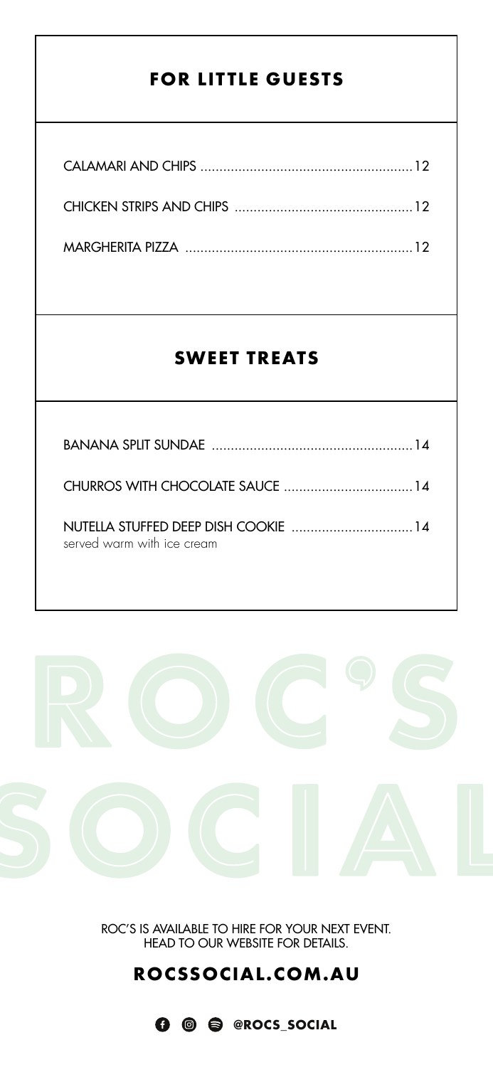## FOR LITTLE GUESTS

CALAMARI AND CHIPS ........................................................ 12

CHICKEN STRIPS AND CHIPS ............................................... 12

MARGHERITA PIZZA ............................................................ 12

## SWEET TREATS

BANANA SPLIT SUNDAE ..................................................... 14

CHURROS WITH CHOCOLATE SAUCE .................................. 14

NUTELLA STUFFED DEEP DISH COOKIE ................................ 14
served warm with ice cream

ROC'S SOCIAL

ROC'S IS AVAILABLE TO HIRE FOR YOUR NEXT EVENT.
HEAD TO OUR WEBSITE FOR DETAILS.

**ROCSSOCIAL.COM.AU**

**@ROCS_SOCIAL**